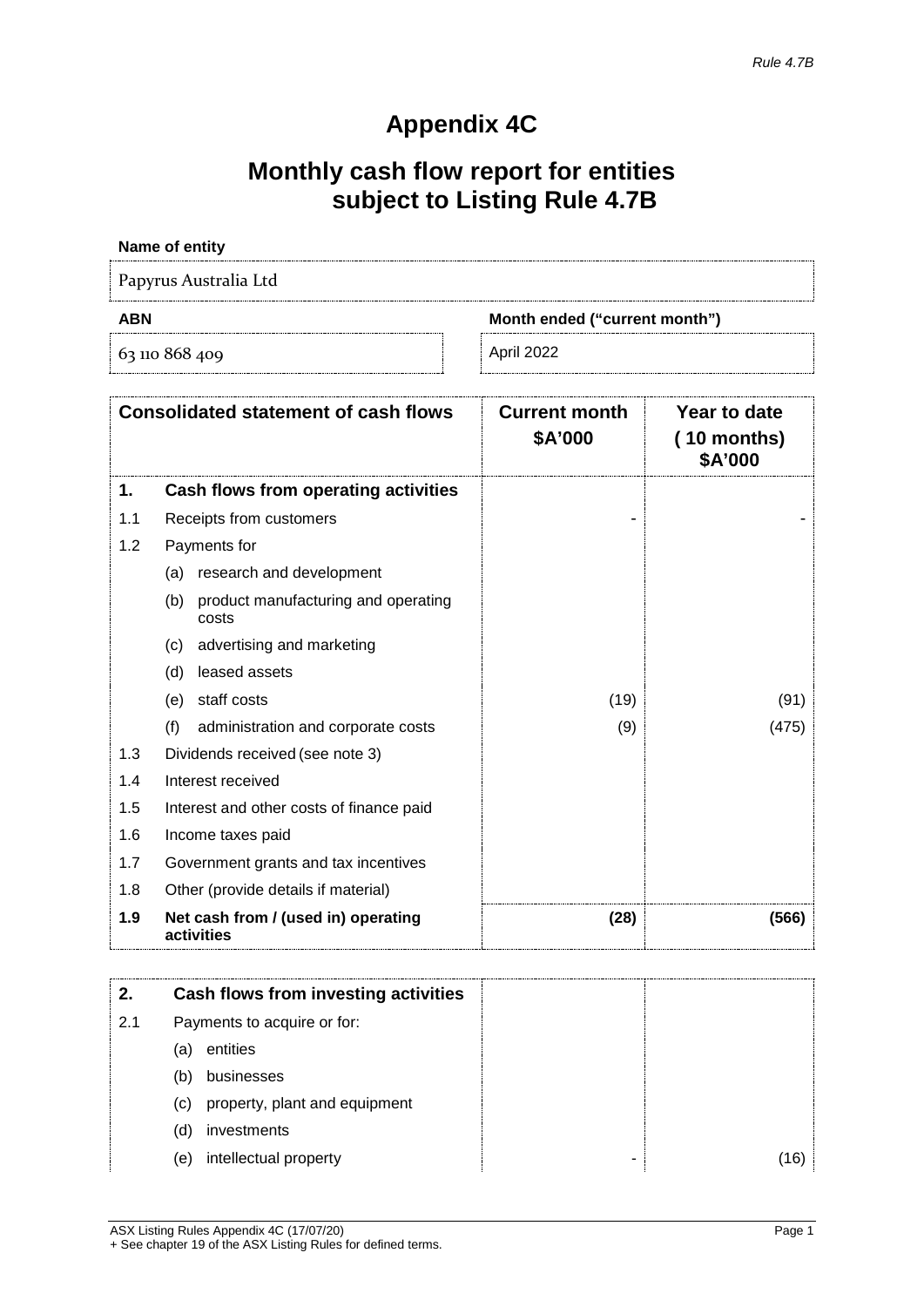*Rule 4.7B*

# Appendix 4C

## Monthly cash flow report for entities subject to Listing Rule 4.7B

**Name of entity**

Papyrus Australia Ltd

| ABN | Month ended ("current month") |
|---|---|
| 63 110 868 409 | April 2022 |

| | Consolidated statement of cash flows | Current month $A'000 | Year to date (10 months) $A'000 |
|---|---|---|---|
| **1.** | **Cash flows from operating activities** | | |
| 1.1 | Receipts from customers | - | - |
| 1.2 | Payments for | | |
| | (a) research and development | | |
| | (b) product manufacturing and operating costs | | |
| | (c) advertising and marketing | | |
| | (d) leased assets | | |
| | (e) staff costs | (19) | (91) |
| | (f) administration and corporate costs | (9) | (475) |
| 1.3 | Dividends received (see note 3) | | |
| 1.4 | Interest received | | |
| 1.5 | Interest and other costs of finance paid | | |
| 1.6 | Income taxes paid | | |
| 1.7 | Government grants and tax incentives | | |
| 1.8 | Other (provide details if material) | | |
| **1.9** | **Net cash from / (used in) operating activities** | **(28)** | **(566)** |

| | | | |
|---|---|---|---|
| **2.** | **Cash flows from investing activities** | | |
| 2.1 | Payments to acquire or for: | | |
| | (a) entities | | |
| | (b) businesses | | |
| | (c) property, plant and equipment | | |
| | (d) investments | | |
| | (e) intellectual property | - | (16) |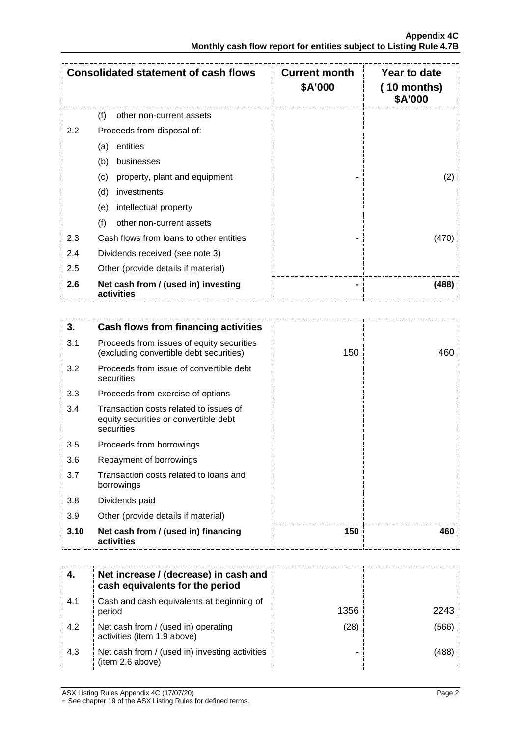| Consolidated statement of cash flows | | Current month $A'000 | Year to date (10 months) $A'000 |
|---|---|---|---|
| | (f) other non-current assets | | |
| 2.2 | Proceeds from disposal of: | | |
| | (a) entities | | |
| | (b) businesses | | |
| | (c) property, plant and equipment | - | (2) |
| | (d) investments | | |
| | (e) intellectual property | | |
| | (f) other non-current assets | | |
| 2.3 | Cash flows from loans to other entities | - | (470) |
| 2.4 | Dividends received (see note 3) | | |
| 2.5 | Other (provide details if material) | | |
| **2.6** | **Net cash from / (used in) investing activities** | **-** | **(488)** |

| **3.** | **Cash flows from financing activities** | | |
|---|---|---|---|
| 3.1 | Proceeds from issues of equity securities (excluding convertible debt securities) | 150 | 460 |
| 3.2 | Proceeds from issue of convertible debt securities | | |
| 3.3 | Proceeds from exercise of options | | |
| 3.4 | Transaction costs related to issues of equity securities or convertible debt securities | | |
| 3.5 | Proceeds from borrowings | | |
| 3.6 | Repayment of borrowings | | |
| 3.7 | Transaction costs related to loans and borrowings | | |
| 3.8 | Dividends paid | | |
| 3.9 | Other (provide details if material) | | |
| **3.10** | **Net cash from / (used in) financing activities** | **150** | **460** |

| **4.** | **Net increase / (decrease) in cash and cash equivalents for the period** | | |
|---|---|---|---|
| 4.1 | Cash and cash equivalents at beginning of period | 1356 | 2243 |
| 4.2 | Net cash from / (used in) operating activities (item 1.9 above) | (28) | (566) |
| 4.3 | Net cash from / (used in) investing activities (item 2.6 above) | - | (488) |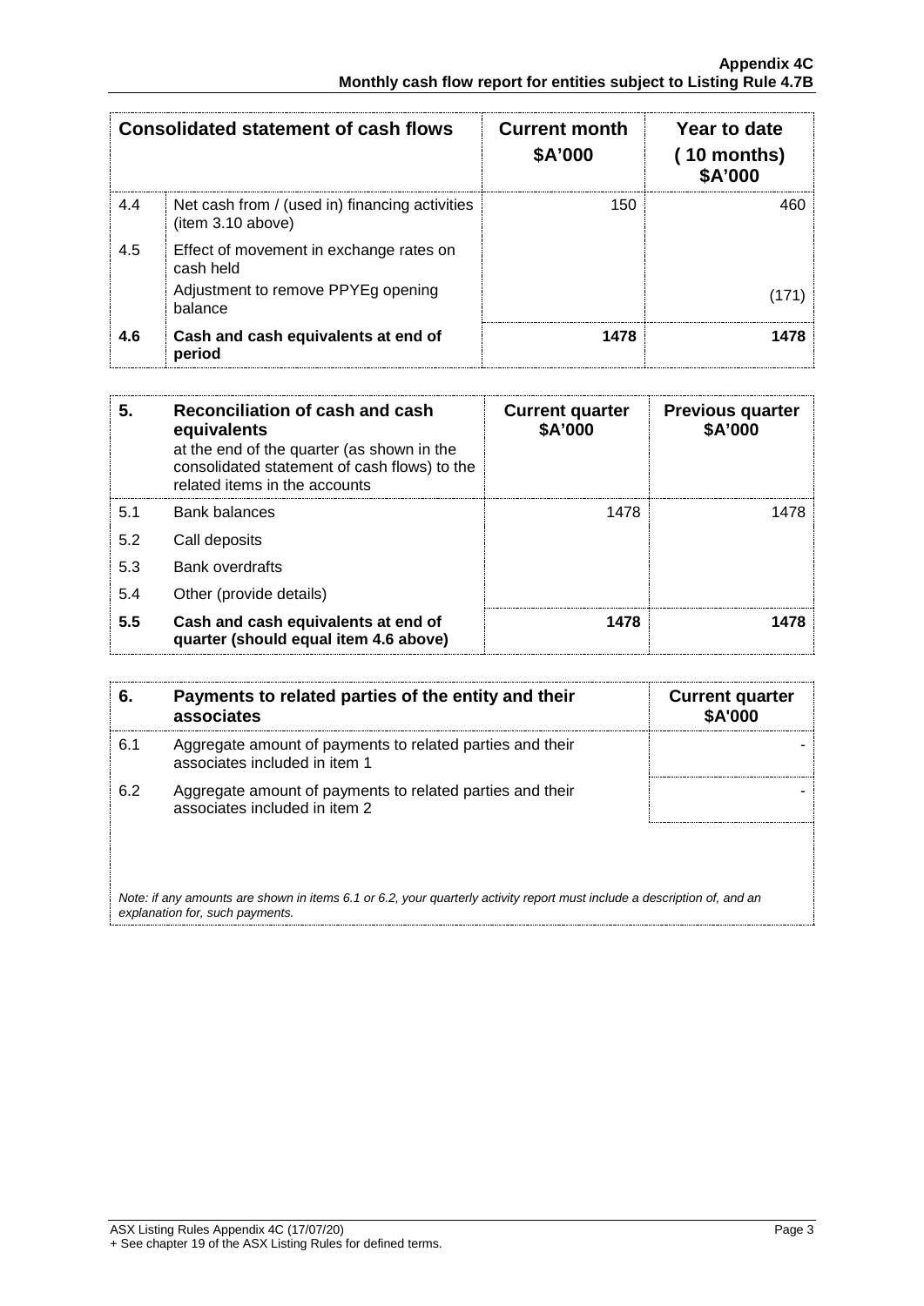| Consolidated statement of cash flows | | Current month $A'000 | Year to date (10 months) $A'000 |
|---|---|---|---|
| 4.4 | Net cash from / (used in) financing activities (item 3.10 above) | 150 | 460 |
| 4.5 | Effect of movement in exchange rates on cash held | | |
| | Adjustment to remove PPYEg opening balance | | (171) |
| **4.6** | **Cash and cash equivalents at end of period** | **1478** | **1478** |

| 5. | Reconciliation of cash and cash equivalents at the end of the quarter (as shown in the consolidated statement of cash flows) to the related items in the accounts | Current quarter $A'000 | Previous quarter $A'000 |
|---|---|---|---|
| 5.1 | Bank balances | 1478 | 1478 |
| 5.2 | Call deposits | | |
| 5.3 | Bank overdrafts | | |
| 5.4 | Other (provide details) | | |
| **5.5** | **Cash and cash equivalents at end of quarter (should equal item 4.6 above)** | **1478** | **1478** |

| 6. | Payments to related parties of the entity and their associates | Current quarter $A'000 |
|---|---|---|
| 6.1 | Aggregate amount of payments to related parties and their associates included in item 1 | - |
| 6.2 | Aggregate amount of payments to related parties and their associates included in item 2 | - |

*Note: if any amounts are shown in items 6.1 or 6.2, your quarterly activity report must include a description of, and an explanation for, such payments.*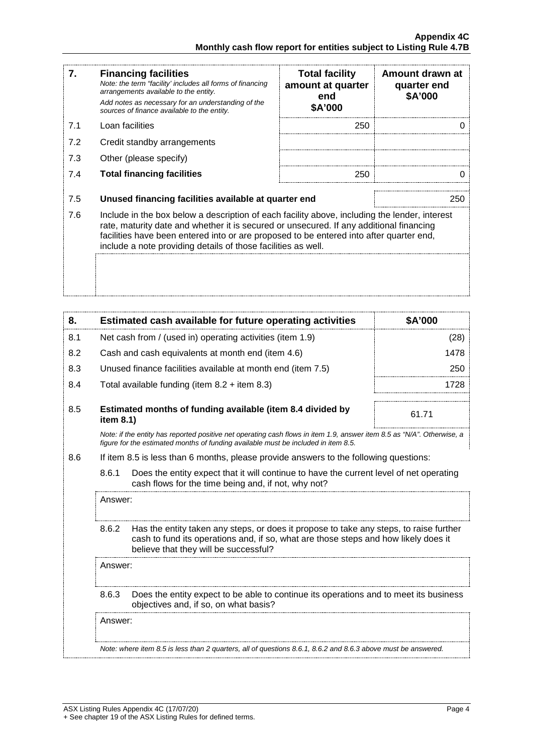| 7. | **Financing facilities** *Note: the term "facility' includes all forms of financing arrangements available to the entity.* *Add notes as necessary for an understanding of the sources of finance available to the entity.* | **Total facility amount at quarter end \$A'000** | **Amount drawn at quarter end \$A'000** |
|---|---|---|---|
| 7.1 | Loan facilities | 250 | 0 |
| 7.2 | Credit standby arrangements | | |
| 7.3 | Other (please specify) | | |
| 7.4 | **Total financing facilities** | 250 | 0 |

| | | |
|---|---|---|
| 7.5 | **Unused financing facilities available at quarter end** | 250 |

7.6 Include in the box below a description of each facility above, including the lender, interest rate, maturity date and whether it is secured or unsecured. If any additional financing facilities have been entered into or are proposed to be entered into after quarter end, include a note providing details of those facilities as well.

| 8. | **Estimated cash available for future operating activities** | **\$A'000** |
|---|---|---|
| 8.1 | Net cash from / (used in) operating activities (item 1.9) | (28) |
| 8.2 | Cash and cash equivalents at month end (item 4.6) | 1478 |
| 8.3 | Unused finance facilities available at month end (item 7.5) | 250 |
| 8.4 | Total available funding (item 8.2 + item 8.3) | 1728 |
| 8.5 | **Estimated months of funding available (item 8.4 divided by item 8.1)** | 61.71 |

*Note: if the entity has reported positive net operating cash flows in item 1.9, answer item 8.5 as "N/A". Otherwise, a figure for the estimated months of funding available must be included in item 8.5.*

8.6 If item 8.5 is less than 6 months, please provide answers to the following questions:

8.6.1 Does the entity expect that it will continue to have the current level of net operating cash flows for the time being and, if not, why not?

Answer:

8.6.2 Has the entity taken any steps, or does it propose to take any steps, to raise further cash to fund its operations and, if so, what are those steps and how likely does it believe that they will be successful?

Answer:

8.6.3 Does the entity expect to be able to continue its operations and to meet its business objectives and, if so, on what basis?

Answer:

*Note: where item 8.5 is less than 2 quarters, all of questions 8.6.1, 8.6.2 and 8.6.3 above must be answered.*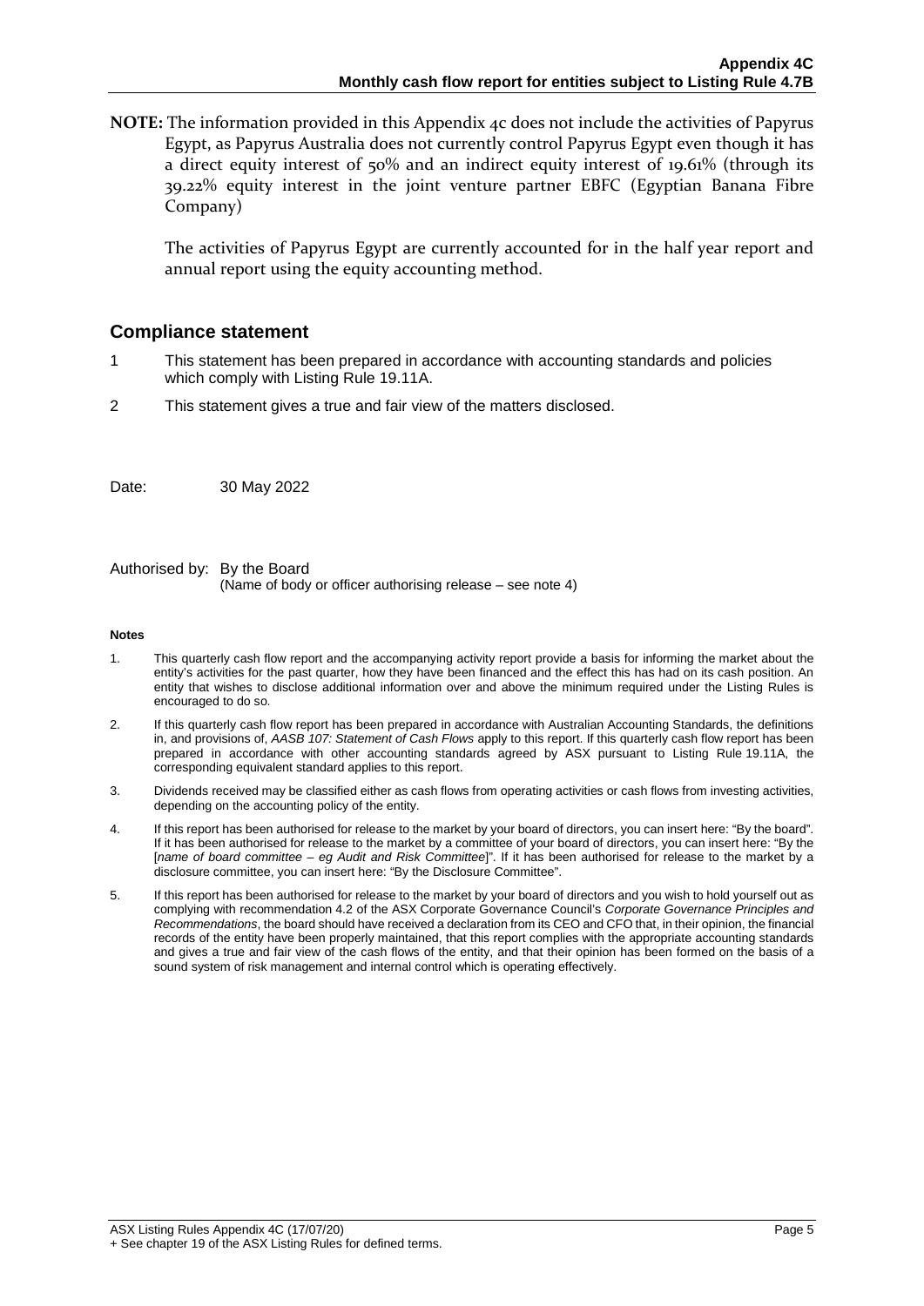**NOTE:** The information provided in this Appendix 4c does not include the activities of Papyrus Egypt, as Papyrus Australia does not currently control Papyrus Egypt even though it has a direct equity interest of 50% and an indirect equity interest of 19.61% (through its 39.22% equity interest in the joint venture partner EBFC (Egyptian Banana Fibre Company)

The activities of Papyrus Egypt are currently accounted for in the half year report and annual report using the equity accounting method.

## Compliance statement

1 This statement has been prepared in accordance with accounting standards and policies which comply with Listing Rule 19.11A.

2 This statement gives a true and fair view of the matters disclosed.

Date: 30 May 2022

Authorised by: By the Board
(Name of body or officer authorising release – see note 4)

#### Notes

1. This quarterly cash flow report and the accompanying activity report provide a basis for informing the market about the entity's activities for the past quarter, how they have been financed and the effect this has had on its cash position. An entity that wishes to disclose additional information over and above the minimum required under the Listing Rules is encouraged to do so.
2. If this quarterly cash flow report has been prepared in accordance with Australian Accounting Standards, the definitions in, and provisions of, *AASB 107: Statement of Cash Flows* apply to this report. If this quarterly cash flow report has been prepared in accordance with other accounting standards agreed by ASX pursuant to Listing Rule 19.11A, the corresponding equivalent standard applies to this report.
3. Dividends received may be classified either as cash flows from operating activities or cash flows from investing activities, depending on the accounting policy of the entity.
4. If this report has been authorised for release to the market by your board of directors, you can insert here: "By the board". If it has been authorised for release to the market by a committee of your board of directors, you can insert here: "By the [*name of board committee – eg Audit and Risk Committee*]". If it has been authorised for release to the market by a disclosure committee, you can insert here: "By the Disclosure Committee".
5. If this report has been authorised for release to the market by your board of directors and you wish to hold yourself out as complying with recommendation 4.2 of the ASX Corporate Governance Council's *Corporate Governance Principles and Recommendations*, the board should have received a declaration from its CEO and CFO that, in their opinion, the financial records of the entity have been properly maintained, that this report complies with the appropriate accounting standards and gives a true and fair view of the cash flows of the entity, and that their opinion has been formed on the basis of a sound system of risk management and internal control which is operating effectively.